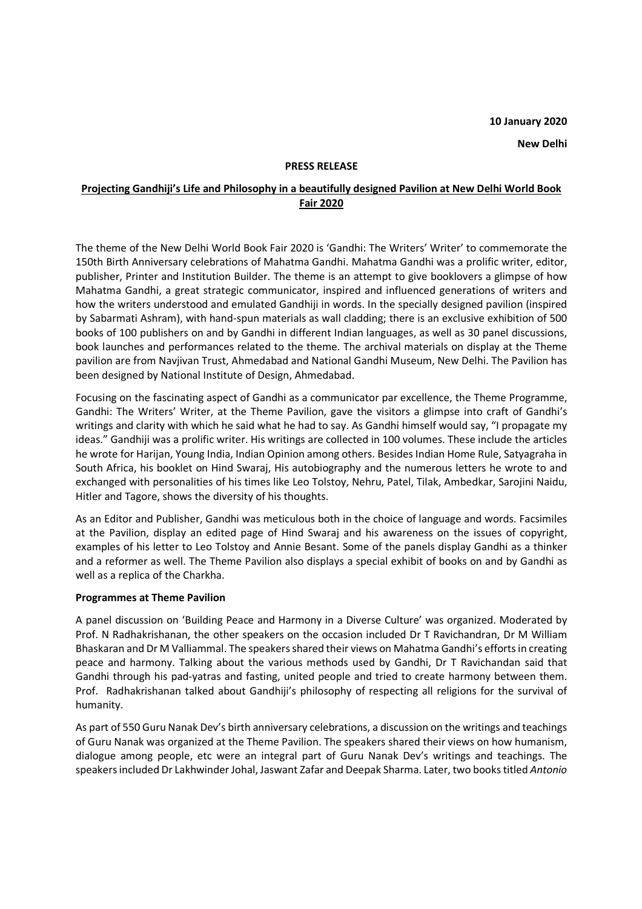**10 January 2020**

**New Delhi**

**PRESS RELEASE**

**<u>Projecting Gandhiji's Life and Philosophy in a beautifully designed Pavilion at New Delhi World Book Fair 2020</u>**

The theme of the New Delhi World Book Fair 2020 is 'Gandhi: The Writers' Writer' to commemorate the 150th Birth Anniversary celebrations of Mahatma Gandhi. Mahatma Gandhi was a prolific writer, editor, publisher, Printer and Institution Builder. The theme is an attempt to give booklovers a glimpse of how Mahatma Gandhi, a great strategic communicator, inspired and influenced generations of writers and how the writers understood and emulated Gandhiji in words. In the specially designed pavilion (inspired by Sabarmati Ashram), with hand-spun materials as wall cladding; there is an exclusive exhibition of 500 books of 100 publishers on and by Gandhi in different Indian languages, as well as 30 panel discussions, book launches and performances related to the theme. The archival materials on display at the Theme pavilion are from Navjivan Trust, Ahmedabad and National Gandhi Museum, New Delhi. The Pavilion has been designed by National Institute of Design, Ahmedabad.

Focusing on the fascinating aspect of Gandhi as a communicator par excellence, the Theme Programme, Gandhi: The Writers' Writer, at the Theme Pavilion, gave the visitors a glimpse into craft of Gandhi's writings and clarity with which he said what he had to say. As Gandhi himself would say, "I propagate my ideas." Gandhiji was a prolific writer. His writings are collected in 100 volumes. These include the articles he wrote for Harijan, Young India, Indian Opinion among others. Besides Indian Home Rule, Satyagraha in South Africa, his booklet on Hind Swaraj, His autobiography and the numerous letters he wrote to and exchanged with personalities of his times like Leo Tolstoy, Nehru, Patel, Tilak, Ambedkar, Sarojini Naidu, Hitler and Tagore, shows the diversity of his thoughts.

As an Editor and Publisher, Gandhi was meticulous both in the choice of language and words. Facsimiles at the Pavilion, display an edited page of Hind Swaraj and his awareness on the issues of copyright, examples of his letter to Leo Tolstoy and Annie Besant. Some of the panels display Gandhi as a thinker and a reformer as well. The Theme Pavilion also displays a special exhibit of books on and by Gandhi as well as a replica of the Charkha.

**Programmes at Theme Pavilion**

A panel discussion on 'Building Peace and Harmony in a Diverse Culture' was organized. Moderated by Prof. N Radhakrishnanan, the other speakers on the occasion included Dr T Ravichandran, Dr M William Bhaskaran and Dr M Valliammal. The speakers shared their views on Mahatma Gandhi's efforts in creating peace and harmony. Talking about the various methods used by Gandhi, Dr T Ravichandan said that Gandhi through his pad-yatras and fasting, united people and tried to create harmony between them. Prof. Radhakrishanan talked about Gandhiji's philosophy of respecting all religions for the survival of humanity.

As part of 550 Guru Nanak Dev's birth anniversary celebrations, a discussion on the writings and teachings of Guru Nanak was organized at the Theme Pavilion. The speakers shared their views on how humanism, dialogue among people, etc were an integral part of Guru Nanak Dev's writings and teachings. The speakers included Dr Lakhwinder Johal, Jaswant Zafar and Deepak Sharma. Later, two books titled *Antonio*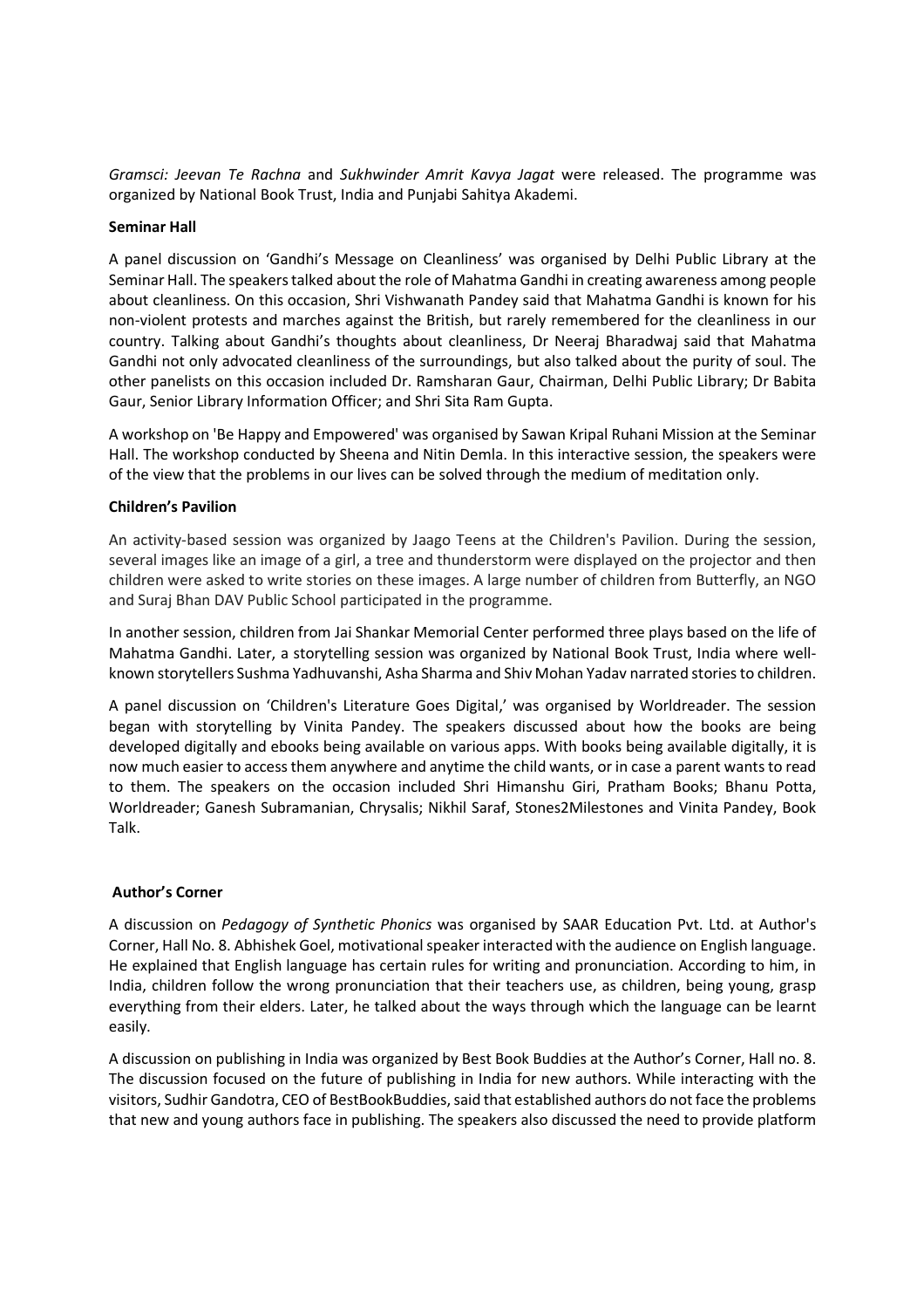*Gramsci: Jeevan Te Rachna* and *Sukhwinder Amrit Kavya Jagat* were released. The programme was organized by National Book Trust, India and Punjabi Sahitya Akademi.

**Seminar Hall**

A panel discussion on 'Gandhi's Message on Cleanliness' was organised by Delhi Public Library at the Seminar Hall. The speakers talked about the role of Mahatma Gandhi in creating awareness among people about cleanliness. On this occasion, Shri Vishwanath Pandey said that Mahatma Gandhi is known for his non-violent protests and marches against the British, but rarely remembered for the cleanliness in our country. Talking about Gandhi's thoughts about cleanliness, Dr Neeraj Bharadwaj said that Mahatma Gandhi not only advocated cleanliness of the surroundings, but also talked about the purity of soul. The other panelists on this occasion included Dr. Ramsharan Gaur, Chairman, Delhi Public Library; Dr Babita Gaur, Senior Library Information Officer; and Shri Sita Ram Gupta.

A workshop on 'Be Happy and Empowered' was organised by Sawan Kripal Ruhani Mission at the Seminar Hall. The workshop conducted by Sheena and Nitin Demla. In this interactive session, the speakers were of the view that the problems in our lives can be solved through the medium of meditation only.

**Children's Pavilion**

An activity-based session was organized by Jaago Teens at the Children's Pavilion. During the session, several images like an image of a girl, a tree and thunderstorm were displayed on the projector and then children were asked to write stories on these images. A large number of children from Butterfly, an NGO and Suraj Bhan DAV Public School participated in the programme.

In another session, children from Jai Shankar Memorial Center performed three plays based on the life of Mahatma Gandhi. Later, a storytelling session was organized by National Book Trust, India where well-known storytellers Sushma Yadhuvanshi, Asha Sharma and Shiv Mohan Yadav narrated stories to children.

A panel discussion on 'Children's Literature Goes Digital,' was organised by Worldreader. The session began with storytelling by Vinita Pandey. The speakers discussed about how the books are being developed digitally and ebooks being available on various apps. With books being available digitally, it is now much easier to access them anywhere and anytime the child wants, or in case a parent wants to read to them. The speakers on the occasion included Shri Himanshu Giri, Pratham Books; Bhanu Potta, Worldreader; Ganesh Subramanian, Chrysalis; Nikhil Saraf, Stones2Milestones and Vinita Pandey, Book Talk.

**Author's Corner**

A discussion on *Pedagogy of Synthetic Phonics* was organised by SAAR Education Pvt. Ltd. at Author's Corner, Hall No. 8. Abhishek Goel, motivational speaker interacted with the audience on English language. He explained that English language has certain rules for writing and pronunciation. According to him, in India, children follow the wrong pronunciation that their teachers use, as children, being young, grasp everything from their elders. Later, he talked about the ways through which the language can be learnt easily.

A discussion on publishing in India was organized by Best Book Buddies at the Author's Corner, Hall no. 8. The discussion focused on the future of publishing in India for new authors. While interacting with the visitors, Sudhir Gandotra, CEO of BestBookBuddies, said that established authors do not face the problems that new and young authors face in publishing. The speakers also discussed the need to provide platform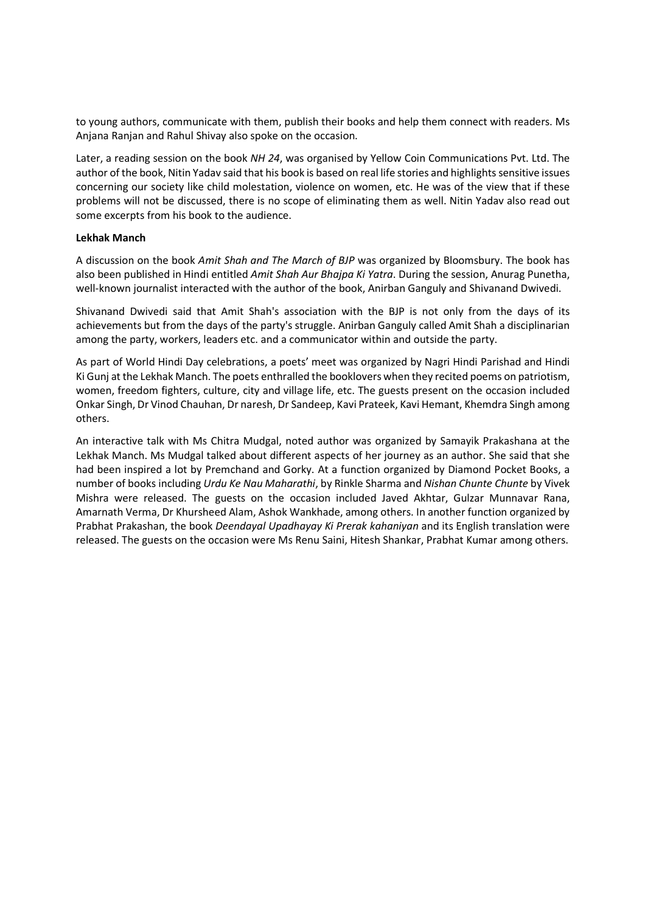to young authors, communicate with them, publish their books and help them connect with readers. Ms Anjana Ranjan and Rahul Shivay also spoke on the occasion.

Later, a reading session on the book *NH 24*, was organised by Yellow Coin Communications Pvt. Ltd. The author of the book, Nitin Yadav said that his book is based on real life stories and highlights sensitive issues concerning our society like child molestation, violence on women, etc. He was of the view that if these problems will not be discussed, there is no scope of eliminating them as well. Nitin Yadav also read out some excerpts from his book to the audience.

**Lekhak Manch**

A discussion on the book *Amit Shah and The March of BJP* was organized by Bloomsbury. The book has also been published in Hindi entitled *Amit Shah Aur Bhajpa Ki Yatra*. During the session, Anurag Punetha, well-known journalist interacted with the author of the book, Anirban Ganguly and Shivanand Dwivedi.

Shivanand Dwivedi said that Amit Shah's association with the BJP is not only from the days of its achievements but from the days of the party's struggle. Anirban Ganguly called Amit Shah a disciplinarian among the party, workers, leaders etc. and a communicator within and outside the party.

As part of World Hindi Day celebrations, a poets' meet was organized by Nagri Hindi Parishad and Hindi Ki Gunj at the Lekhak Manch. The poets enthralled the booklovers when they recited poems on patriotism, women, freedom fighters, culture, city and village life, etc. The guests present on the occasion included Onkar Singh, Dr Vinod Chauhan, Dr naresh, Dr Sandeep, Kavi Prateek, Kavi Hemant, Khemdra Singh among others.

An interactive talk with Ms Chitra Mudgal, noted author was organized by Samayik Prakashana at the Lekhak Manch. Ms Mudgal talked about different aspects of her journey as an author. She said that she had been inspired a lot by Premchand and Gorky. At a function organized by Diamond Pocket Books, a number of books including *Urdu Ke Nau Maharathi*, by Rinkle Sharma and *Nishan Chunte Chunte* by Vivek Mishra were released. The guests on the occasion included Javed Akhtar, Gulzar Munnavar Rana, Amarnath Verma, Dr Khursheed Alam, Ashok Wankhade, among others. In another function organized by Prabhat Prakashan, the book *Deendayal Upadhayay Ki Prerak kahaniyan* and its English translation were released. The guests on the occasion were Ms Renu Saini, Hitesh Shankar, Prabhat Kumar among others.